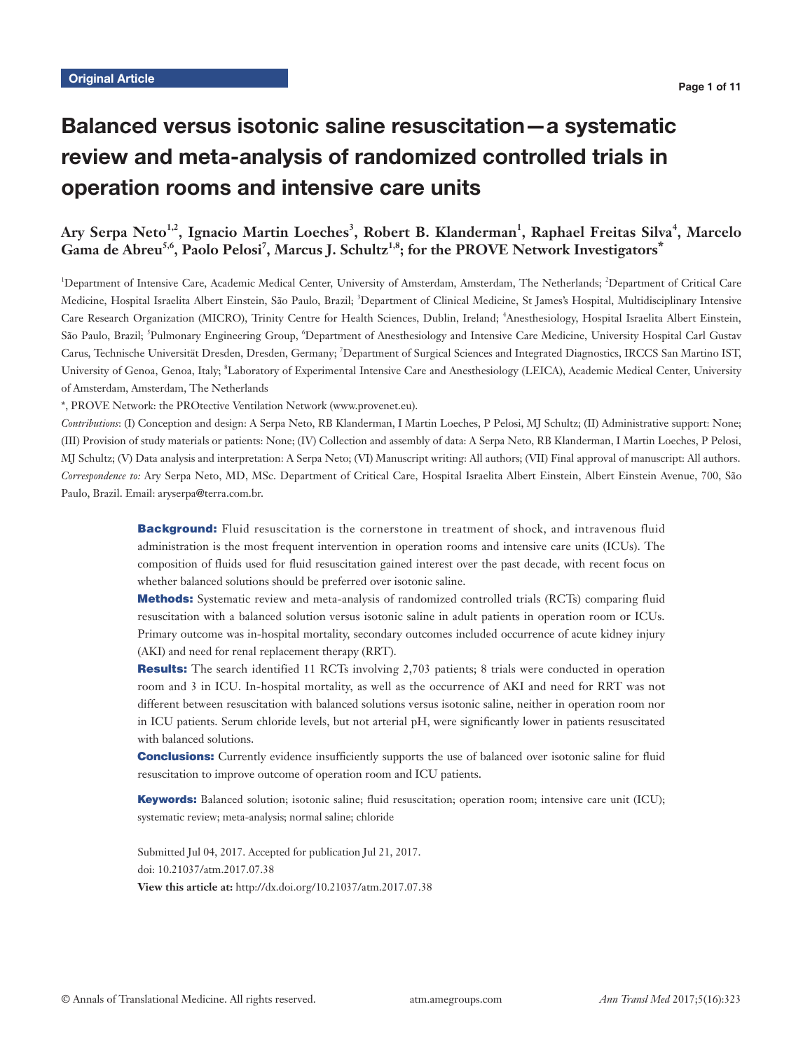Original Article

# Balanced versus isotonic saline resuscitation—a systematic review and meta-analysis of randomized controlled trials in operation rooms and intensive care units

**Ary Serpa Neto[1,2], Ignacio Martin Loeches[3], Robert B. Klanderman[1], Raphael Freitas Silva[4], Marcelo Gama de Abreu[5,6], Paolo Pelosi[7], Marcus J. Schultz[1,8]; for the PROVE Network Investigators***

[1]Department of Intensive Care, Academic Medical Center, University of Amsterdam, Amsterdam, The Netherlands; [2]Department of Critical Care Medicine, Hospital Israelita Albert Einstein, São Paulo, Brazil; [3]Department of Clinical Medicine, St James's Hospital, Multidisciplinary Intensive Care Research Organization (MICRO), Trinity Centre for Health Sciences, Dublin, Ireland; [4]Anesthesiology, Hospital Israelita Albert Einstein, São Paulo, Brazil; [5]Pulmonary Engineering Group, [6]Department of Anesthesiology and Intensive Care Medicine, University Hospital Carl Gustav Carus, Technische Universität Dresden, Dresden, Germany; [7]Department of Surgical Sciences and Integrated Diagnostics, IRCCS San Martino IST, University of Genoa, Genoa, Italy; [8]Laboratory of Experimental Intensive Care and Anesthesiology (LEICA), Academic Medical Center, University of Amsterdam, Amsterdam, The Netherlands

*, PROVE Network: the PROtective Ventilation Network (www.provenet.eu).

*Contributions*: (I) Conception and design: A Serpa Neto, RB Klanderman, I Martin Loeches, P Pelosi, MJ Schultz; (II) Administrative support: None; (III) Provision of study materials or patients: None; (IV) Collection and assembly of data: A Serpa Neto, RB Klanderman, I Martin Loeches, P Pelosi, MJ Schultz; (V) Data analysis and interpretation: A Serpa Neto; (VI) Manuscript writing: All authors; (VII) Final approval of manuscript: All authors.

*Correspondence to:* Ary Serpa Neto, MD, MSc. Department of Critical Care, Hospital Israelita Albert Einstein, Albert Einstein Avenue, 700, São Paulo, Brazil. Email: aryserpa@terra.com.br.

**Background:** Fluid resuscitation is the cornerstone in treatment of shock, and intravenous fluid administration is the most frequent intervention in operation rooms and intensive care units (ICUs). The composition of fluids used for fluid resuscitation gained interest over the past decade, with recent focus on whether balanced solutions should be preferred over isotonic saline.

**Methods:** Systematic review and meta-analysis of randomized controlled trials (RCTs) comparing fluid resuscitation with a balanced solution versus isotonic saline in adult patients in operation room or ICUs. Primary outcome was in-hospital mortality, secondary outcomes included occurrence of acute kidney injury (AKI) and need for renal replacement therapy (RRT).

**Results:** The search identified 11 RCTs involving 2,703 patients; 8 trials were conducted in operation room and 3 in ICU. In-hospital mortality, as well as the occurrence of AKI and need for RRT was not different between resuscitation with balanced solutions versus isotonic saline, neither in operation room nor in ICU patients. Serum chloride levels, but not arterial pH, were significantly lower in patients resuscitated with balanced solutions.

**Conclusions:** Currently evidence insufficiently supports the use of balanced over isotonic saline for fluid resuscitation to improve outcome of operation room and ICU patients.

**Keywords:** Balanced solution; isotonic saline; fluid resuscitation; operation room; intensive care unit (ICU); systematic review; meta-analysis; normal saline; chloride

Submitted Jul 04, 2017. Accepted for publication Jul 21, 2017.
doi: 10.21037/atm.2017.07.38
**View this article at:** http://dx.doi.org/10.21037/atm.2017.07.38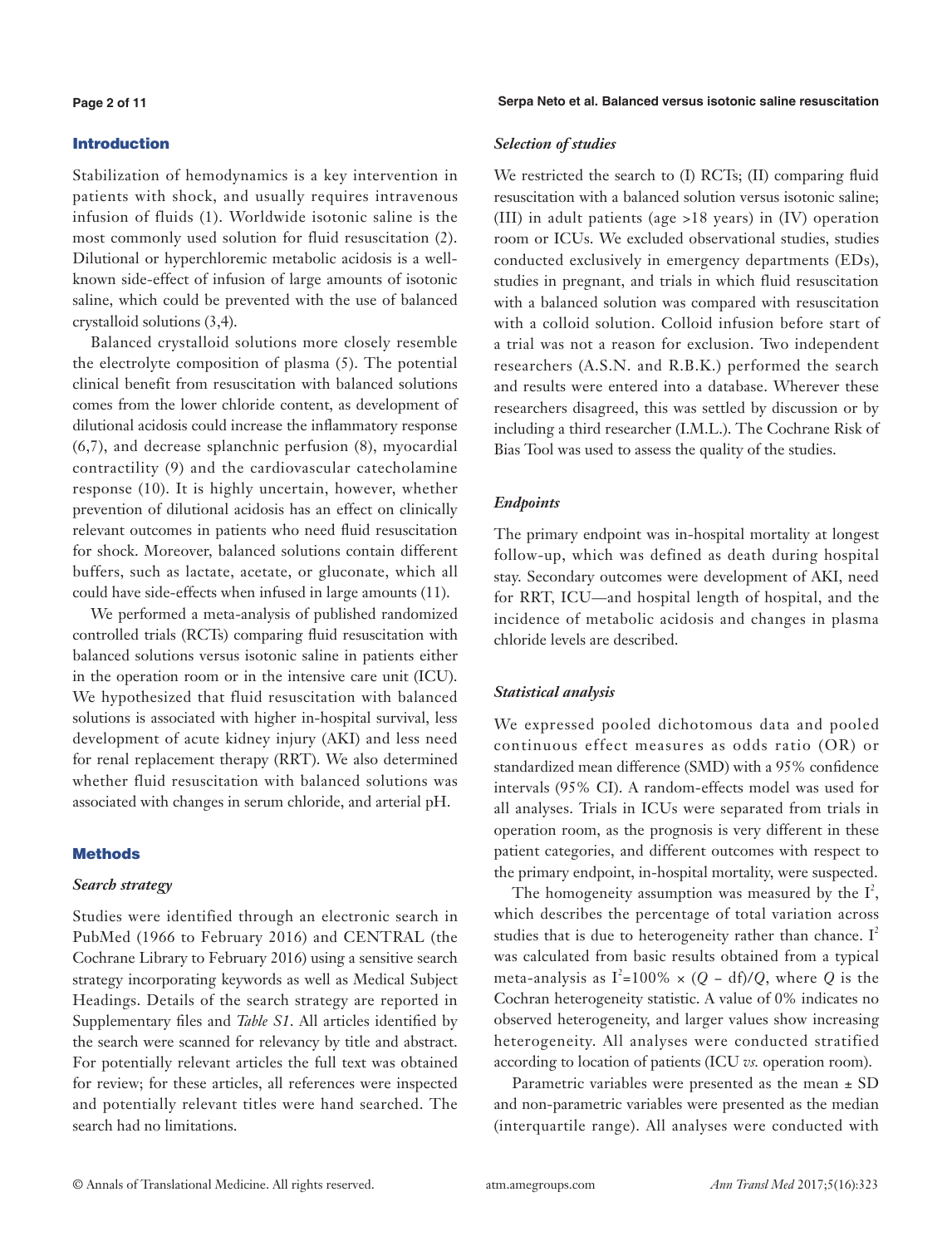## Introduction

Stabilization of hemodynamics is a key intervention in patients with shock, and usually requires intravenous infusion of fluids (1). Worldwide isotonic saline is the most commonly used solution for fluid resuscitation (2). Dilutional or hyperchloremic metabolic acidosis is a well-known side-effect of infusion of large amounts of isotonic saline, which could be prevented with the use of balanced crystalloid solutions (3,4).

Balanced crystalloid solutions more closely resemble the electrolyte composition of plasma (5). The potential clinical benefit from resuscitation with balanced solutions comes from the lower chloride content, as development of dilutional acidosis could increase the inflammatory response (6,7), and decrease splanchnic perfusion (8), myocardial contractility (9) and the cardiovascular catecholamine response (10). It is highly uncertain, however, whether prevention of dilutional acidosis has an effect on clinically relevant outcomes in patients who need fluid resuscitation for shock. Moreover, balanced solutions contain different buffers, such as lactate, acetate, or gluconate, which all could have side-effects when infused in large amounts (11).

We performed a meta-analysis of published randomized controlled trials (RCTs) comparing fluid resuscitation with balanced solutions versus isotonic saline in patients either in the operation room or in the intensive care unit (ICU). We hypothesized that fluid resuscitation with balanced solutions is associated with higher in-hospital survival, less development of acute kidney injury (AKI) and less need for renal replacement therapy (RRT). We also determined whether fluid resuscitation with balanced solutions was associated with changes in serum chloride, and arterial pH.

## Methods

### *Search strategy*

Studies were identified through an electronic search in PubMed (1966 to February 2016) and CENTRAL (the Cochrane Library to February 2016) using a sensitive search strategy incorporating keywords as well as Medical Subject Headings. Details of the search strategy are reported in Supplementary files and *Table S1*. All articles identified by the search were scanned for relevancy by title and abstract. For potentially relevant articles the full text was obtained for review; for these articles, all references were inspected and potentially relevant titles were hand searched. The search had no limitations.

### *Selection of studies*

We restricted the search to (I) RCTs; (II) comparing fluid resuscitation with a balanced solution versus isotonic saline; (III) in adult patients (age >18 years) in (IV) operation room or ICUs. We excluded observational studies, studies conducted exclusively in emergency departments (EDs), studies in pregnant, and trials in which fluid resuscitation with a balanced solution was compared with resuscitation with a colloid solution. Colloid infusion before start of a trial was not a reason for exclusion. Two independent researchers (A.S.N. and R.B.K.) performed the search and results were entered into a database. Wherever these researchers disagreed, this was settled by discussion or by including a third researcher (I.M.L.). The Cochrane Risk of Bias Tool was used to assess the quality of the studies.

### *Endpoints*

The primary endpoint was in-hospital mortality at longest follow-up, which was defined as death during hospital stay. Secondary outcomes were development of AKI, need for RRT, ICU—and hospital length of hospital, and the incidence of metabolic acidosis and changes in plasma chloride levels are described.

### *Statistical analysis*

We expressed pooled dichotomous data and pooled continuous effect measures as odds ratio (OR) or standardized mean difference (SMD) with a 95% confidence intervals (95% CI). A random-effects model was used for all analyses. Trials in ICUs were separated from trials in operation room, as the prognosis is very different in these patient categories, and different outcomes with respect to the primary endpoint, in-hospital mortality, were suspected.

The homogeneity assumption was measured by the $I^2$, which describes the percentage of total variation across studies that is due to heterogeneity rather than chance. $I^2$ was calculated from basic results obtained from a typical meta-analysis as $I^2=100\% \times (Q - \text{df})/Q$, where $Q$ is the Cochran heterogeneity statistic. A value of 0% indicates no observed heterogeneity, and larger values show increasing heterogeneity. All analyses were conducted stratified according to location of patients (ICU *vs.* operation room).

Parametric variables were presented as the mean ± SD and non-parametric variables were presented as the median (interquartile range). All analyses were conducted with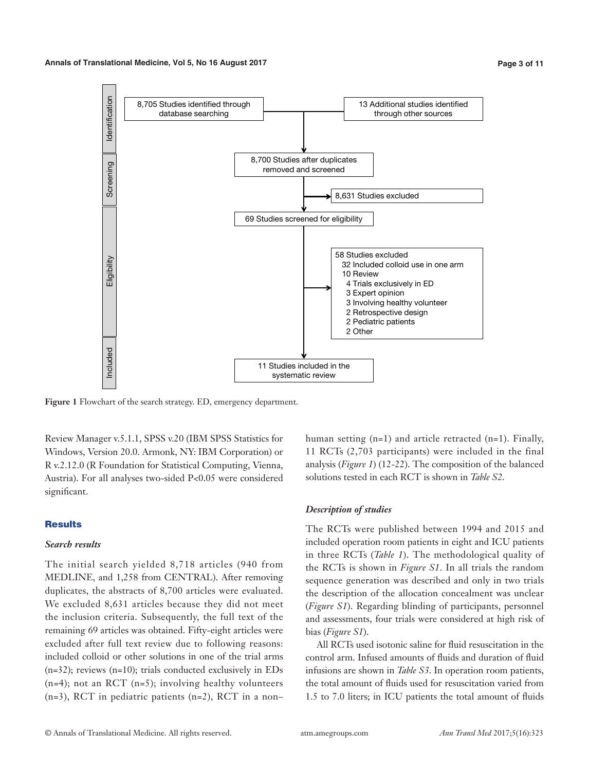Identification

8,705 Studies identified through database searching

13 Additional studies identified through other sources

Screening

8,700 Studies after duplicates removed and screened

8,631 Studies excluded

69 Studies screened for eligibility

Eligibility

58 Studies excluded
- 32 Included colloid use in one arm
- 10 Review
- 4 Trials exclusively in ED
- 3 Expert opinion
- 3 Involving healthy volunteer
- 2 Retrospective design
- 2 Pediatric patients
- 2 Other

Included

11 Studies included in the systematic review

**Figure 1** Flowchart of the search strategy. ED, emergency department.

Review Manager v.5.1.1, SPSS v.20 (IBM SPSS Statistics for Windows, Version 20.0. Armonk, NY: IBM Corporation) or R v.2.12.0 (R Foundation for Statistical Computing, Vienna, Austria). For all analyses two-sided P<0.05 were considered significant.

## Results

### *Search results*

The initial search yielded 8,718 articles (940 from MEDLINE, and 1,258 from CENTRAL). After removing duplicates, the abstracts of 8,700 articles were evaluated. We excluded 8,631 articles because they did not meet the inclusion criteria. Subsequently, the full text of the remaining 69 articles was obtained. Fifty-eight articles were excluded after full text review due to following reasons: included colloid or other solutions in one of the trial arms (n=32); reviews (n=10); trials conducted exclusively in EDs (n=4); not an RCT (n=5); involving healthy volunteers (n=3), RCT in pediatric patients (n=2), RCT in a non–human setting (n=1) and article retracted (n=1). Finally, 11 RCTs (2,703 participants) were included in the final analysis (*Figure 1*) (12-22). The composition of the balanced solutions tested in each RCT is shown in *Table S2*.

### *Description of studies*

The RCTs were published between 1994 and 2015 and included operation room patients in eight and ICU patients in three RCTs (*Table 1*). The methodological quality of the RCTs is shown in *Figure S1*. In all trials the random sequence generation was described and only in two trials the description of the allocation concealment was unclear (*Figure S1*). Regarding blinding of participants, personnel and assessments, four trials were considered at high risk of bias (*Figure S1*).

All RCTs used isotonic saline for fluid resuscitation in the control arm. Infused amounts of fluids and duration of fluid infusions are shown in *Table S3*. In operation room patients, the total amount of fluids used for resuscitation varied from 1.5 to 7.0 liters; in ICU patients the total amount of fluids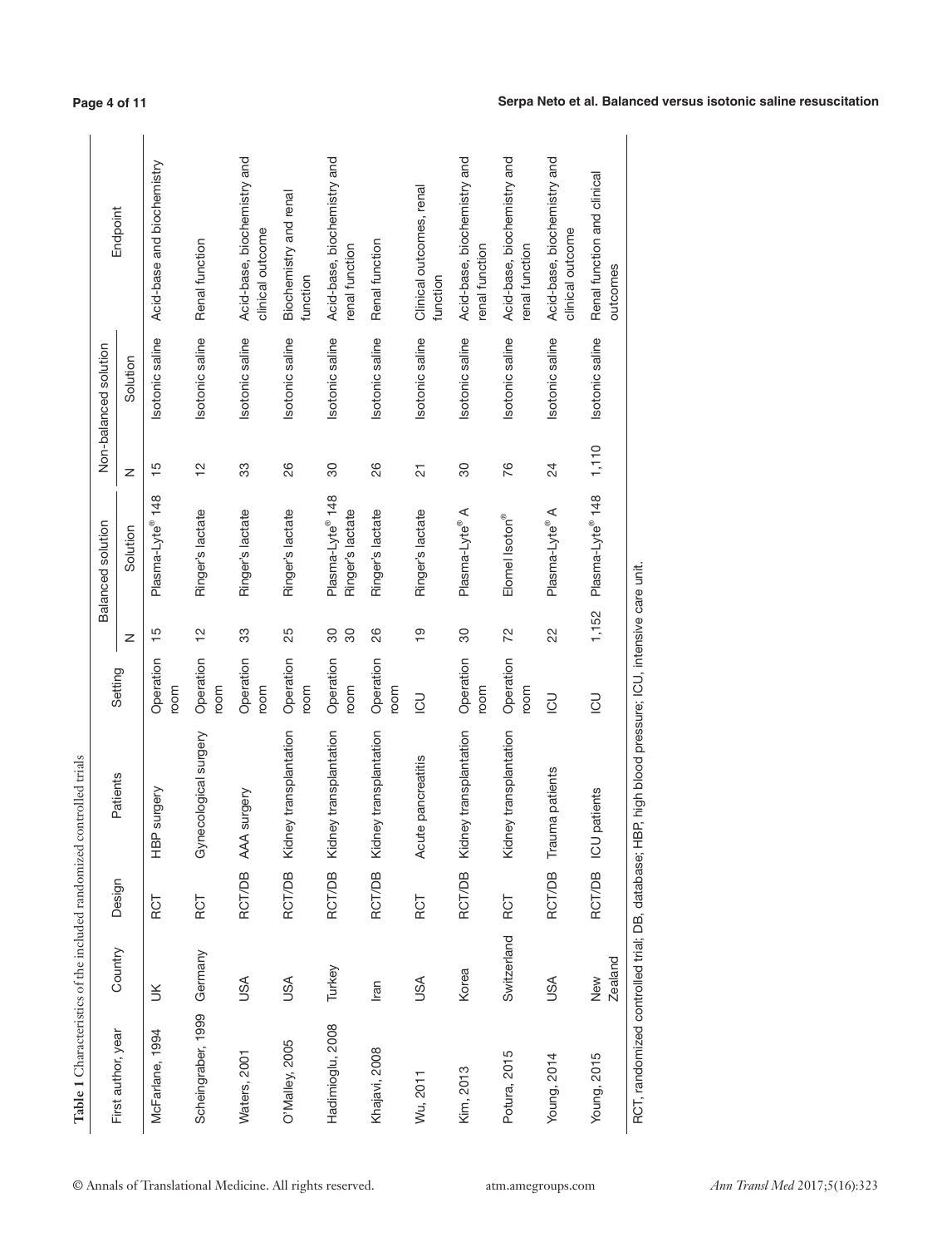**Table 1** Characteristics of the included randomized controlled trials

| First author, year | Country | Design | Patients | Setting | Balanced solution | | Non-balanced solution | | Endpoint |
|---|---|---|---|---|---|---|---|---|---|
| | | | | | N | Solution | N | Solution | |
| McFarlane, 1994 | UK | RCT | HBP surgery | Operation room | 15 | Plasma-Lyte® 148 | 15 | Isotonic saline | Acid-base and biochemistry |
| Scheingraber, 1999 | Germany | RCT | Gynecological surgery | Operation room | 12 | Ringer's lactate | 12 | Isotonic saline | Renal function |
| Waters, 2001 | USA | RCT/DB | AAA surgery | Operation room | 33 | Ringer's lactate | 33 | Isotonic saline | Acid-base, biochemistry and clinical outcome |
| O'Malley, 2005 | USA | RCT/DB | Kidney transplantation | Operation room | 25 | Ringer's lactate | 26 | Isotonic saline | Biochemistry and renal function |
| Hadimioglu, 2008 | Turkey | RCT/DB | Kidney transplantation | Operation room | 30<br>30 | Plasma-Lyte® 148<br>Ringer's lactate | 30 | Isotonic saline | Acid-base, biochemistry and renal function |
| Khajavi, 2008 | Iran | RCT/DB | Kidney transplantation | Operation room | 26 | Ringer's lactate | 26 | Isotonic saline | Renal function |
| Wu, 2011 | USA | RCT | Acute pancreatitis | ICU | 19 | Ringer's lactate | 21 | Isotonic saline | Clinical outcomes, renal function |
| Kim, 2013 | Korea | RCT/DB | Kidney transplantation | Operation room | 30 | Plasma-Lyte® A | 30 | Isotonic saline | Acid-base, biochemistry and renal function |
| Potura, 2015 | Switzerland | RCT | Kidney transplantation | Operation room | 72 | Elomel Isoton® | 76 | Isotonic saline | Acid-base, biochemistry and renal function |
| Young, 2014 | USA | RCT/DB | Trauma patients | ICU | 22 | Plasma-Lyte® A | 24 | Isotonic saline | Acid-base, biochemistry and clinical outcome |
| Young, 2015 | New Zealand | RCT/DB | ICU patients | ICU | 1,152 | Plasma-Lyte® 148 | 1,110 | Isotonic saline | Renal function and clinical outcomes |

RCT, randomized controlled trial; DB, database; HBP, high blood pressure; ICU, intensive care unit.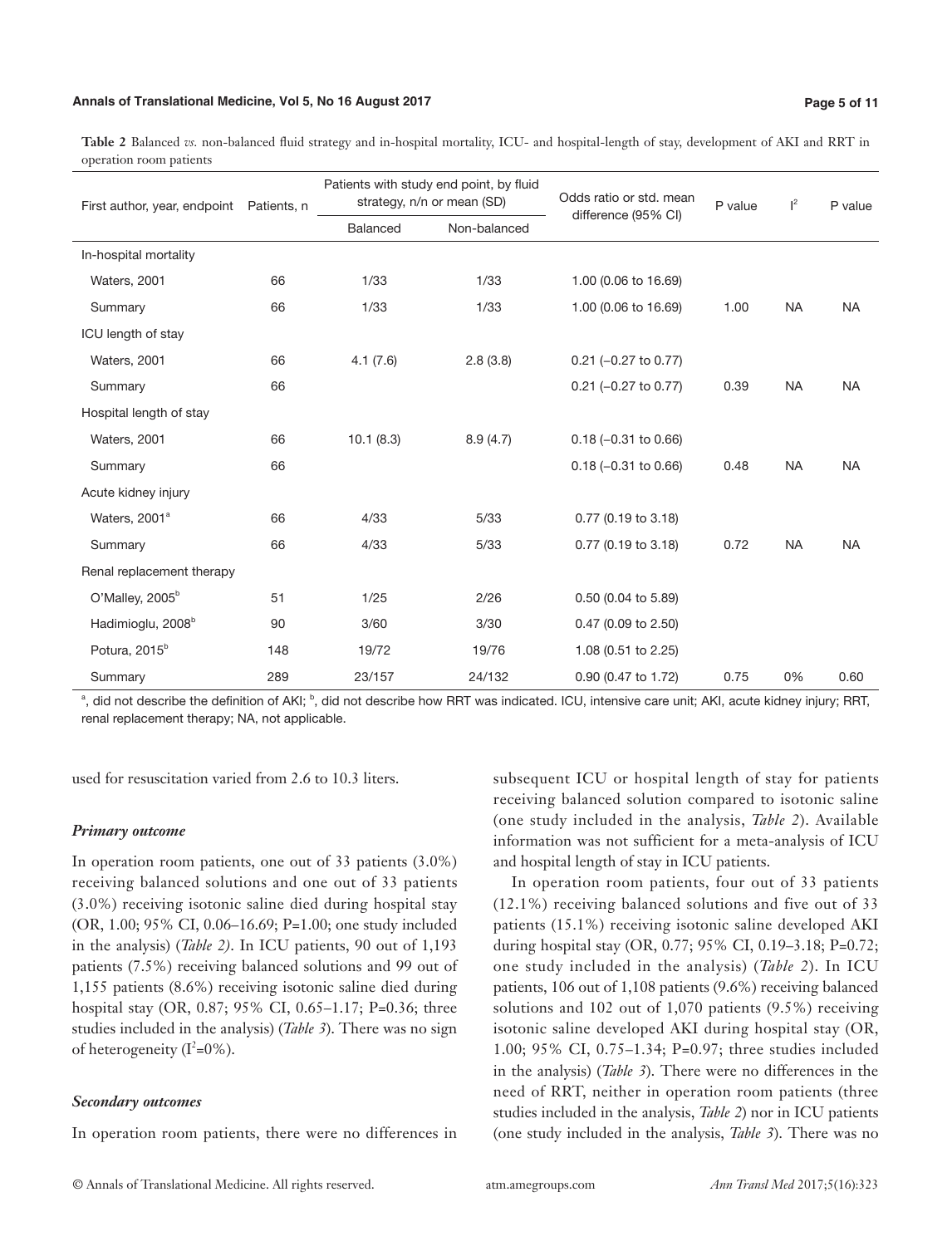**Table 2** Balanced *vs.* non-balanced fluid strategy and in-hospital mortality, ICU- and hospital-length of stay, development of AKI and RRT in operation room patients

| First author, year, endpoint | Patients, n | Patients with study end point, by fluid strategy, n/n or mean (SD) | | Odds ratio or std. mean difference (95% CI) | P value | $I^2$ | P value |
|---|---|---|---|---|---|---|---|
| | | Balanced | Non-balanced | | | | |
| In-hospital mortality | | | | | | | |
| Waters, 2001 | 66 | 1/33 | 1/33 | 1.00 (0.06 to 16.69) | | | |
| Summary | 66 | 1/33 | 1/33 | 1.00 (0.06 to 16.69) | 1.00 | NA | NA |
| ICU length of stay | | | | | | | |
| Waters, 2001 | 66 | 4.1 (7.6) | 2.8 (3.8) | 0.21 (−0.27 to 0.77) | | | |
| Summary | 66 | | | 0.21 (−0.27 to 0.77) | 0.39 | NA | NA |
| Hospital length of stay | | | | | | | |
| Waters, 2001 | 66 | 10.1 (8.3) | 8.9 (4.7) | 0.18 (−0.31 to 0.66) | | | |
| Summary | 66 | | | 0.18 (−0.31 to 0.66) | 0.48 | NA | NA |
| Acute kidney injury | | | | | | | |
| Waters, 2001[a] | 66 | 4/33 | 5/33 | 0.77 (0.19 to 3.18) | | | |
| Summary | 66 | 4/33 | 5/33 | 0.77 (0.19 to 3.18) | 0.72 | NA | NA |
| Renal replacement therapy | | | | | | | |
| O'Malley, 2005[b] | 51 | 1/25 | 2/26 | 0.50 (0.04 to 5.89) | | | |
| Hadimioglu, 2008[b] | 90 | 3/60 | 3/30 | 0.47 (0.09 to 2.50) | | | |
| Potura, 2015[b] | 148 | 19/72 | 19/76 | 1.08 (0.51 to 2.25) | | | |
| Summary | 289 | 23/157 | 24/132 | 0.90 (0.47 to 1.72) | 0.75 | 0% | 0.60 |

[a], did not describe the definition of AKI; [b], did not describe how RRT was indicated. ICU, intensive care unit; AKI, acute kidney injury; RRT, renal replacement therapy; NA, not applicable.

used for resuscitation varied from 2.6 to 10.3 liters.

### *Primary outcome*

In operation room patients, one out of 33 patients (3.0%) receiving balanced solutions and one out of 33 patients (3.0%) receiving isotonic saline died during hospital stay (OR, 1.00; 95% CI, 0.06–16.69; P=1.00; one study included in the analysis) (*Table 2*). In ICU patients, 90 out of 1,193 patients (7.5%) receiving balanced solutions and 99 out of 1,155 patients (8.6%) receiving isotonic saline died during hospital stay (OR, 0.87; 95% CI, 0.65–1.17; P=0.36; three studies included in the analysis) (*Table 3*). There was no sign of heterogeneity ($I^2$=0%).

### *Secondary outcomes*

In operation room patients, there were no differences in subsequent ICU or hospital length of stay for patients receiving balanced solution compared to isotonic saline (one study included in the analysis, *Table 2*). Available information was not sufficient for a meta-analysis of ICU and hospital length of stay in ICU patients.

In operation room patients, four out of 33 patients (12.1%) receiving balanced solutions and five out of 33 patients (15.1%) receiving isotonic saline developed AKI during hospital stay (OR, 0.77; 95% CI, 0.19–3.18; P=0.72; one study included in the analysis) (*Table 2*). In ICU patients, 106 out of 1,108 patients (9.6%) receiving balanced solutions and 102 out of 1,070 patients (9.5%) receiving isotonic saline developed AKI during hospital stay (OR, 1.00; 95% CI, 0.75–1.34; P=0.97; three studies included in the analysis) (*Table 3*). There were no differences in the need of RRT, neither in operation room patients (three studies included in the analysis, *Table 2*) nor in ICU patients (one study included in the analysis, *Table 3*). There was no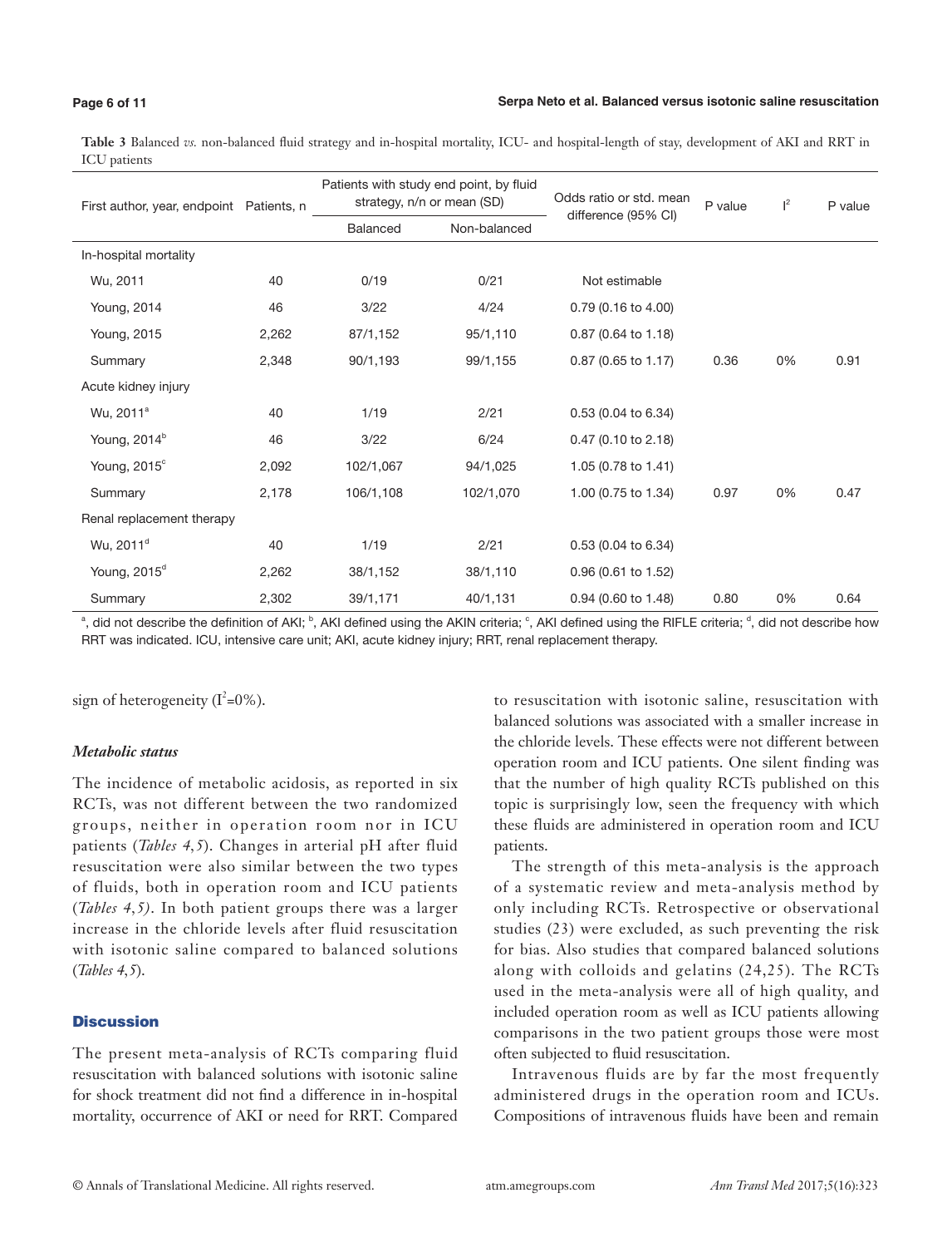**Table 3** Balanced *vs.* non-balanced fluid strategy and in-hospital mortality, ICU- and hospital-length of stay, development of AKI and RRT in ICU patients

| First author, year, endpoint | Patients, n | Patients with study end point, by fluid strategy, n/n or mean (SD) | | Odds ratio or std. mean difference (95% CI) | P value | $I^2$ | P value |
|---|---|---|---|---|---|---|---|
| | | Balanced | Non-balanced | | | | |
| In-hospital mortality | | | | | | | |
| Wu, 2011 | 40 | 0/19 | 0/21 | Not estimable | | | |
| Young, 2014 | 46 | 3/22 | 4/24 | 0.79 (0.16 to 4.00) | | | |
| Young, 2015 | 2,262 | 87/1,152 | 95/1,110 | 0.87 (0.64 to 1.18) | | | |
| Summary | 2,348 | 90/1,193 | 99/1,155 | 0.87 (0.65 to 1.17) | 0.36 | 0% | 0.91 |
| Acute kidney injury | | | | | | | |
| Wu, 2011[a] | 40 | 1/19 | 2/21 | 0.53 (0.04 to 6.34) | | | |
| Young, 2014[b] | 46 | 3/22 | 6/24 | 0.47 (0.10 to 2.18) | | | |
| Young, 2015[c] | 2,092 | 102/1,067 | 94/1,025 | 1.05 (0.78 to 1.41) | | | |
| Summary | 2,178 | 106/1,108 | 102/1,070 | 1.00 (0.75 to 1.34) | 0.97 | 0% | 0.47 |
| Renal replacement therapy | | | | | | | |
| Wu, 2011[d] | 40 | 1/19 | 2/21 | 0.53 (0.04 to 6.34) | | | |
| Young, 2015[d] | 2,262 | 38/1,152 | 38/1,110 | 0.96 (0.61 to 1.52) | | | |
| Summary | 2,302 | 39/1,171 | 40/1,131 | 0.94 (0.60 to 1.48) | 0.80 | 0% | 0.64 |

[a], did not describe the definition of AKI; [b], AKI defined using the AKIN criteria; [c], AKI defined using the RIFLE criteria; [d], did not describe how RRT was indicated. ICU, intensive care unit; AKI, acute kidney injury; RRT, renal replacement therapy.

sign of heterogeneity ($I^2$=0%).

### *Metabolic status*

The incidence of metabolic acidosis, as reported in six RCTs, was not different between the two randomized groups, neither in operation room nor in ICU patients (*Tables 4,5*). Changes in arterial pH after fluid resuscitation were also similar between the two types of fluids, both in operation room and ICU patients (*Tables 4,5)*. In both patient groups there was a larger increase in the chloride levels after fluid resuscitation with isotonic saline compared to balanced solutions (*Tables 4,5*).

## Discussion

The present meta-analysis of RCTs comparing fluid resuscitation with balanced solutions with isotonic saline for shock treatment did not find a difference in in-hospital mortality, occurrence of AKI or need for RRT. Compared to resuscitation with isotonic saline, resuscitation with balanced solutions was associated with a smaller increase in the chloride levels. These effects were not different between operation room and ICU patients. One silent finding was that the number of high quality RCTs published on this topic is surprisingly low, seen the frequency with which these fluids are administered in operation room and ICU patients.

The strength of this meta-analysis is the approach of a systematic review and meta-analysis method by only including RCTs. Retrospective or observational studies (23) were excluded, as such preventing the risk for bias. Also studies that compared balanced solutions along with colloids and gelatins (24,25). The RCTs used in the meta-analysis were all of high quality, and included operation room as well as ICU patients allowing comparisons in the two patient groups those were most often subjected to fluid resuscitation.

Intravenous fluids are by far the most frequently administered drugs in the operation room and ICUs. Compositions of intravenous fluids have been and remain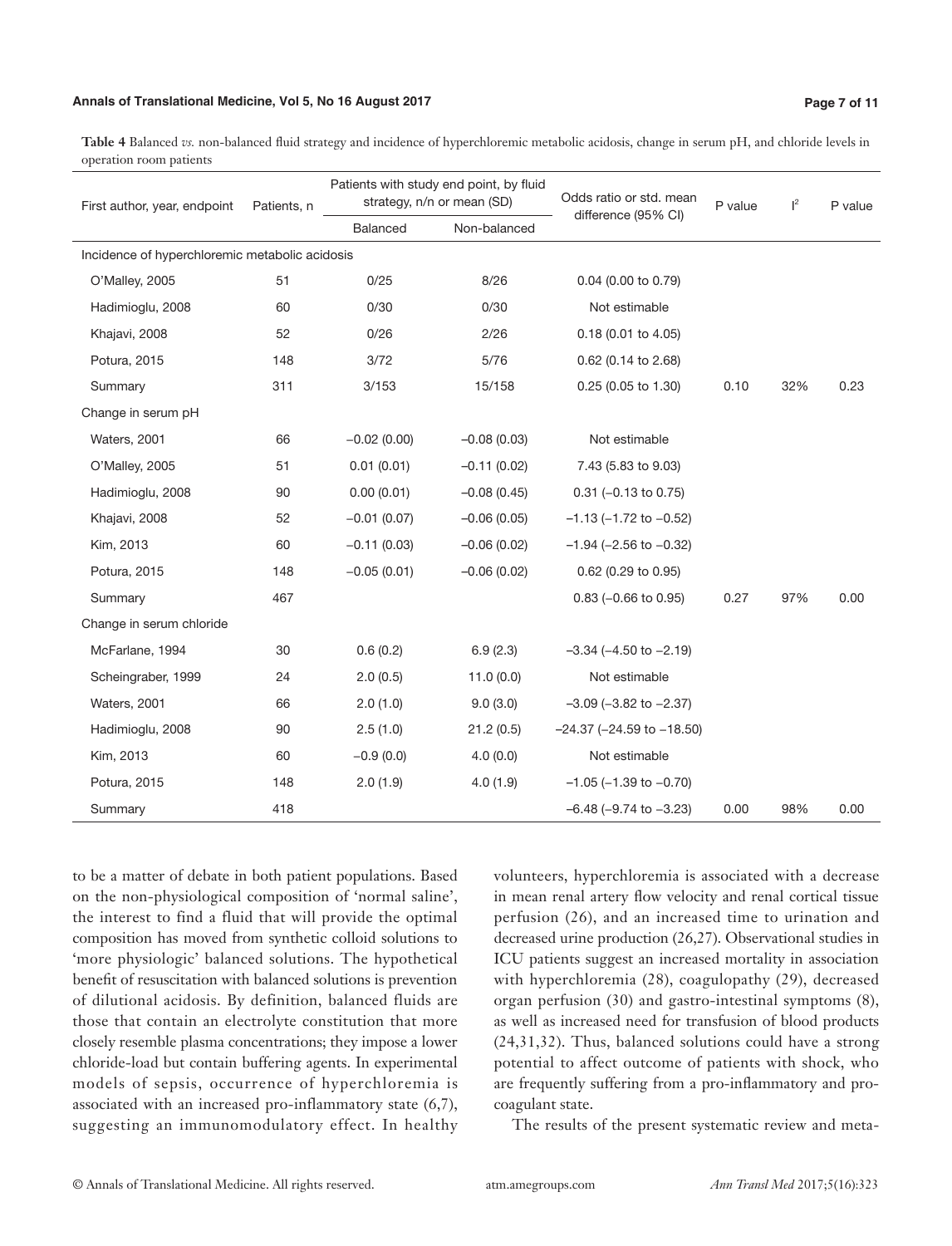**Table 4** Balanced *vs.* non-balanced fluid strategy and incidence of hyperchloremic metabolic acidosis, change in serum pH, and chloride levels in operation room patients

| First author, year, endpoint | Patients, n | Patients with study end point, by fluid strategy, n/n or mean (SD) | | Odds ratio or std. mean difference (95% CI) | P value | $I^2$ | P value |
|---|---|---|---|---|---|---|---|
| | | Balanced | Non-balanced | | | | |
| Incidence of hyperchloremic metabolic acidosis | | | | | | | |
| O'Malley, 2005 | 51 | 0/25 | 8/26 | 0.04 (0.00 to 0.79) | | | |
| Hadimioglu, 2008 | 60 | 0/30 | 0/30 | Not estimable | | | |
| Khajavi, 2008 | 52 | 0/26 | 2/26 | 0.18 (0.01 to 4.05) | | | |
| Potura, 2015 | 148 | 3/72 | 5/76 | 0.62 (0.14 to 2.68) | | | |
| Summary | 311 | 3/153 | 15/158 | 0.25 (0.05 to 1.30) | 0.10 | 32% | 0.23 |
| Change in serum pH | | | | | | | |
| Waters, 2001 | 66 | −0.02 (0.00) | −0.08 (0.03) | Not estimable | | | |
| O'Malley, 2005 | 51 | 0.01 (0.01) | −0.11 (0.02) | 7.43 (5.83 to 9.03) | | | |
| Hadimioglu, 2008 | 90 | 0.00 (0.01) | −0.08 (0.45) | 0.31 (−0.13 to 0.75) | | | |
| Khajavi, 2008 | 52 | −0.01 (0.07) | −0.06 (0.05) | −1.13 (−1.72 to −0.52) | | | |
| Kim, 2013 | 60 | −0.11 (0.03) | −0.06 (0.02) | −1.94 (−2.56 to −0.32) | | | |
| Potura, 2015 | 148 | −0.05 (0.01) | −0.06 (0.02) | 0.62 (0.29 to 0.95) | | | |
| Summary | 467 | | | 0.83 (−0.66 to 0.95) | 0.27 | 97% | 0.00 |
| Change in serum chloride | | | | | | | |
| McFarlane, 1994 | 30 | 0.6 (0.2) | 6.9 (2.3) | −3.34 (−4.50 to −2.19) | | | |
| Scheingraber, 1999 | 24 | 2.0 (0.5) | 11.0 (0.0) | Not estimable | | | |
| Waters, 2001 | 66 | 2.0 (1.0) | 9.0 (3.0) | −3.09 (−3.82 to −2.37) | | | |
| Hadimioglu, 2008 | 90 | 2.5 (1.0) | 21.2 (0.5) | −24.37 (−24.59 to −18.50) | | | |
| Kim, 2013 | 60 | −0.9 (0.0) | 4.0 (0.0) | Not estimable | | | |
| Potura, 2015 | 148 | 2.0 (1.9) | 4.0 (1.9) | −1.05 (−1.39 to −0.70) | | | |
| Summary | 418 | | | −6.48 (−9.74 to −3.23) | 0.00 | 98% | 0.00 |

to be a matter of debate in both patient populations. Based on the non-physiological composition of 'normal saline', the interest to find a fluid that will provide the optimal composition has moved from synthetic colloid solutions to 'more physiologic' balanced solutions. The hypothetical benefit of resuscitation with balanced solutions is prevention of dilutional acidosis. By definition, balanced fluids are those that contain an electrolyte constitution that more closely resemble plasma concentrations; they impose a lower chloride-load but contain buffering agents. In experimental models of sepsis, occurrence of hyperchloremia is associated with an increased pro-inflammatory state (6,7), suggesting an immunomodulatory effect. In healthy volunteers, hyperchloremia is associated with a decrease in mean renal artery flow velocity and renal cortical tissue perfusion (26), and an increased time to urination and decreased urine production (26,27). Observational studies in ICU patients suggest an increased mortality in association with hyperchloremia (28), coagulopathy (29), decreased organ perfusion (30) and gastro-intestinal symptoms (8), as well as increased need for transfusion of blood products (24,31,32). Thus, balanced solutions could have a strong potential to affect outcome of patients with shock, who are frequently suffering from a pro-inflammatory and pro-coagulant state.

The results of the present systematic review and meta-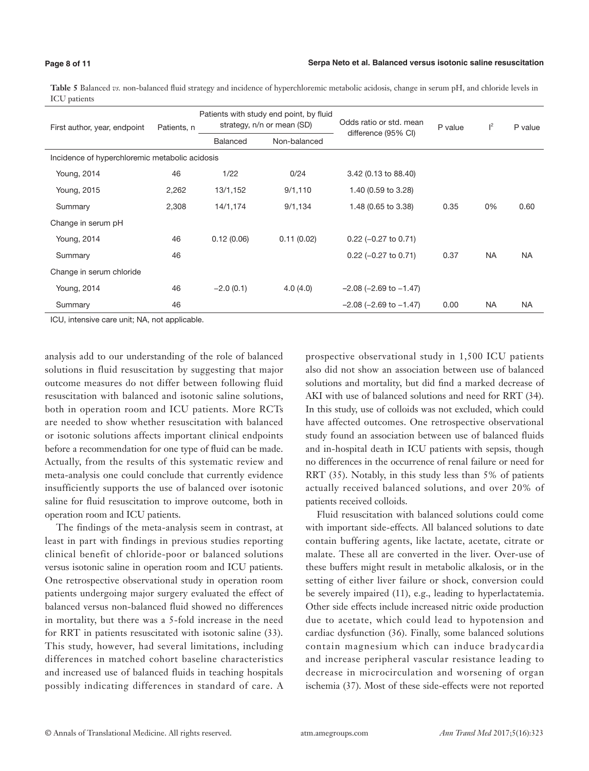**Table 5** Balanced *vs.* non-balanced fluid strategy and incidence of hyperchloremic metabolic acidosis, change in serum pH, and chloride levels in ICU patients

| First author, year, endpoint | Patients, n | Patients with study end point, by fluid strategy, n/n or mean (SD) | | Odds ratio or std. mean difference (95% CI) | P value | $I^2$ | P value |
|---|---|---|---|---|---|---|---|
| | | Balanced | Non-balanced | | | | |
| Incidence of hyperchloremic metabolic acidosis | | | | | | | |
| Young, 2014 | 46 | 1/22 | 0/24 | 3.42 (0.13 to 88.40) | | | |
| Young, 2015 | 2,262 | 13/1,152 | 9/1,110 | 1.40 (0.59 to 3.28) | | | |
| Summary | 2,308 | 14/1,174 | 9/1,134 | 1.48 (0.65 to 3.38) | 0.35 | 0% | 0.60 |
| Change in serum pH | | | | | | | |
| Young, 2014 | 46 | 0.12 (0.06) | 0.11 (0.02) | 0.22 (−0.27 to 0.71) | | | |
| Summary | 46 | | | 0.22 (−0.27 to 0.71) | 0.37 | NA | NA |
| Change in serum chloride | | | | | | | |
| Young, 2014 | 46 | −2.0 (0.1) | 4.0 (4.0) | −2.08 (−2.69 to −1.47) | | | |
| Summary | 46 | | | −2.08 (−2.69 to −1.47) | 0.00 | NA | NA |

ICU, intensive care unit; NA, not applicable.

analysis add to our understanding of the role of balanced solutions in fluid resuscitation by suggesting that major outcome measures do not differ between following fluid resuscitation with balanced and isotonic saline solutions, both in operation room and ICU patients. More RCTs are needed to show whether resuscitation with balanced or isotonic solutions affects important clinical endpoints before a recommendation for one type of fluid can be made. Actually, from the results of this systematic review and meta-analysis one could conclude that currently evidence insufficiently supports the use of balanced over isotonic saline for fluid resuscitation to improve outcome, both in operation room and ICU patients.

The findings of the meta-analysis seem in contrast, at least in part with findings in previous studies reporting clinical benefit of chloride-poor or balanced solutions versus isotonic saline in operation room and ICU patients. One retrospective observational study in operation room patients undergoing major surgery evaluated the effect of balanced versus non-balanced fluid showed no differences in mortality, but there was a 5-fold increase in the need for RRT in patients resuscitated with isotonic saline (33). This study, however, had several limitations, including differences in matched cohort baseline characteristics and increased use of balanced fluids in teaching hospitals possibly indicating differences in standard of care. A prospective observational study in 1,500 ICU patients also did not show an association between use of balanced solutions and mortality, but did find a marked decrease of AKI with use of balanced solutions and need for RRT (34). In this study, use of colloids was not excluded, which could have affected outcomes. One retrospective observational study found an association between use of balanced fluids and in-hospital death in ICU patients with sepsis, though no differences in the occurrence of renal failure or need for RRT (35). Notably, in this study less than 5% of patients actually received balanced solutions, and over 20% of patients received colloids.

Fluid resuscitation with balanced solutions could come with important side-effects. All balanced solutions to date contain buffering agents, like lactate, acetate, citrate or malate. These all are converted in the liver. Over-use of these buffers might result in metabolic alkalosis, or in the setting of either liver failure or shock, conversion could be severely impaired (11), e.g., leading to hyperlactatemia. Other side effects include increased nitric oxide production due to acetate, which could lead to hypotension and cardiac dysfunction (36). Finally, some balanced solutions contain magnesium which can induce bradycardia and increase peripheral vascular resistance leading to decrease in microcirculation and worsening of organ ischemia (37). Most of these side-effects were not reported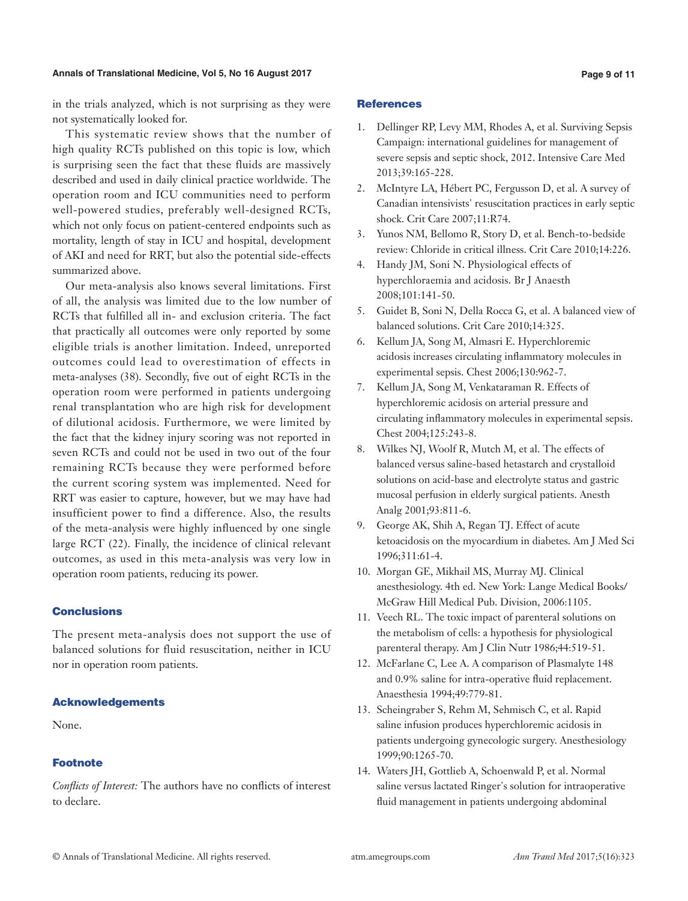in the trials analyzed, which is not surprising as they were not systematically looked for.

This systematic review shows that the number of high quality RCTs published on this topic is low, which is surprising seen the fact that these fluids are massively described and used in daily clinical practice worldwide. The operation room and ICU communities need to perform well-powered studies, preferably well-designed RCTs, which not only focus on patient-centered endpoints such as mortality, length of stay in ICU and hospital, development of AKI and need for RRT, but also the potential side-effects summarized above.

Our meta-analysis also knows several limitations. First of all, the analysis was limited due to the low number of RCTs that fulfilled all in- and exclusion criteria. The fact that practically all outcomes were only reported by some eligible trials is another limitation. Indeed, unreported outcomes could lead to overestimation of effects in meta-analyses (38). Secondly, five out of eight RCTs in the operation room were performed in patients undergoing renal transplantation who are high risk for development of dilutional acidosis. Furthermore, we were limited by the fact that the kidney injury scoring was not reported in seven RCTs and could not be used in two out of the four remaining RCTs because they were performed before the current scoring system was implemented. Need for RRT was easier to capture, however, but we may have had insufficient power to find a difference. Also, the results of the meta-analysis were highly influenced by one single large RCT (22). Finally, the incidence of clinical relevant outcomes, as used in this meta-analysis was very low in operation room patients, reducing its power.

## Conclusions

The present meta-analysis does not support the use of balanced solutions for fluid resuscitation, neither in ICU nor in operation room patients.

## Acknowledgements

None.

## Footnote

*Conflicts of Interest:* The authors have no conflicts of interest to declare.

## References

1. Dellinger RP, Levy MM, Rhodes A, et al. Surviving Sepsis Campaign: international guidelines for management of severe sepsis and septic shock, 2012. Intensive Care Med 2013;39:165-228.
2. McIntyre LA, Hébert PC, Fergusson D, et al. A survey of Canadian intensivists' resuscitation practices in early septic shock. Crit Care 2007;11:R74.
3. Yunos NM, Bellomo R, Story D, et al. Bench-to-bedside review: Chloride in critical illness. Crit Care 2010;14:226.
4. Handy JM, Soni N. Physiological effects of hyperchloraemia and acidosis. Br J Anaesth 2008;101:141-50.
5. Guidet B, Soni N, Della Rocca G, et al. A balanced view of balanced solutions. Crit Care 2010;14:325.
6. Kellum JA, Song M, Almasri E. Hyperchloremic acidosis increases circulating inflammatory molecules in experimental sepsis. Chest 2006;130:962-7.
7. Kellum JA, Song M, Venkataraman R. Effects of hyperchloremic acidosis on arterial pressure and circulating inflammatory molecules in experimental sepsis. Chest 2004;125:243-8.
8. Wilkes NJ, Woolf R, Mutch M, et al. The effects of balanced versus saline-based hetastarch and crystalloid solutions on acid-base and electrolyte status and gastric mucosal perfusion in elderly surgical patients. Anesth Analg 2001;93:811-6.
9. George AK, Shih A, Regan TJ. Effect of acute ketoacidosis on the myocardium in diabetes. Am J Med Sci 1996;311:61-4.
10. Morgan GE, Mikhail MS, Murray MJ. Clinical anesthesiology. 4th ed. New York: Lange Medical Books/ McGraw Hill Medical Pub. Division, 2006:1105.
11. Veech RL. The toxic impact of parenteral solutions on the metabolism of cells: a hypothesis for physiological parenteral therapy. Am J Clin Nutr 1986;44:519-51.
12. McFarlane C, Lee A. A comparison of Plasmalyte 148 and 0.9% saline for intra-operative fluid replacement. Anaesthesia 1994;49:779-81.
13. Scheingraber S, Rehm M, Sehmisch C, et al. Rapid saline infusion produces hyperchloremic acidosis in patients undergoing gynecologic surgery. Anesthesiology 1999;90:1265-70.
14. Waters JH, Gottlieb A, Schoenwald P, et al. Normal saline versus lactated Ringer's solution for intraoperative fluid management in patients undergoing abdominal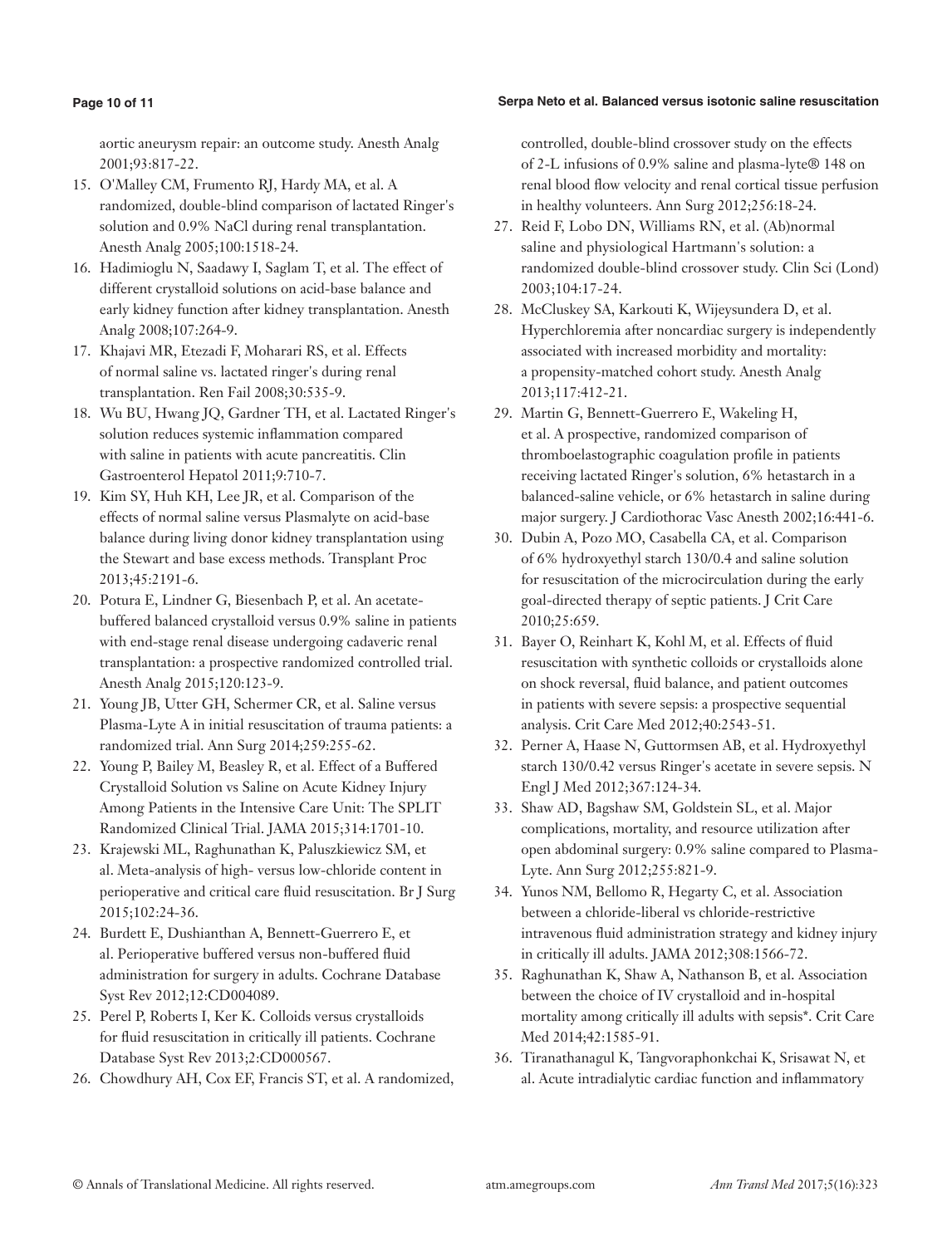aortic aneurysm repair: an outcome study. Anesth Analg 2001;93:817-22.

15. O'Malley CM, Frumento RJ, Hardy MA, et al. A randomized, double-blind comparison of lactated Ringer's solution and 0.9% NaCl during renal transplantation. Anesth Analg 2005;100:1518-24.
16. Hadimioglu N, Saadawy I, Saglam T, et al. The effect of different crystalloid solutions on acid-base balance and early kidney function after kidney transplantation. Anesth Analg 2008;107:264-9.
17. Khajavi MR, Etezadi F, Moharari RS, et al. Effects of normal saline vs. lactated ringer's during renal transplantation. Ren Fail 2008;30:535-9.
18. Wu BU, Hwang JQ, Gardner TH, et al. Lactated Ringer's solution reduces systemic inflammation compared with saline in patients with acute pancreatitis. Clin Gastroenterol Hepatol 2011;9:710-7.
19. Kim SY, Huh KH, Lee JR, et al. Comparison of the effects of normal saline versus Plasmalyte on acid-base balance during living donor kidney transplantation using the Stewart and base excess methods. Transplant Proc 2013;45:2191-6.
20. Potura E, Lindner G, Biesenbach P, et al. An acetate-buffered balanced crystalloid versus 0.9% saline in patients with end-stage renal disease undergoing cadaveric renal transplantation: a prospective randomized controlled trial. Anesth Analg 2015;120:123-9.
21. Young JB, Utter GH, Schermer CR, et al. Saline versus Plasma-Lyte A in initial resuscitation of trauma patients: a randomized trial. Ann Surg 2014;259:255-62.
22. Young P, Bailey M, Beasley R, et al. Effect of a Buffered Crystalloid Solution vs Saline on Acute Kidney Injury Among Patients in the Intensive Care Unit: The SPLIT Randomized Clinical Trial. JAMA 2015;314:1701-10.
23. Krajewski ML, Raghunathan K, Paluszkiewicz SM, et al. Meta-analysis of high- versus low-chloride content in perioperative and critical care fluid resuscitation. Br J Surg 2015;102:24-36.
24. Burdett E, Dushianthan A, Bennett-Guerrero E, et al. Perioperative buffered versus non-buffered fluid administration for surgery in adults. Cochrane Database Syst Rev 2012;12:CD004089.
25. Perel P, Roberts I, Ker K. Colloids versus crystalloids for fluid resuscitation in critically ill patients. Cochrane Database Syst Rev 2013;2:CD000567.
26. Chowdhury AH, Cox EF, Francis ST, et al. A randomized, controlled, double-blind crossover study on the effects of 2-L infusions of 0.9% saline and plasma-lyte® 148 on renal blood flow velocity and renal cortical tissue perfusion in healthy volunteers. Ann Surg 2012;256:18-24.
27. Reid F, Lobo DN, Williams RN, et al. (Ab)normal saline and physiological Hartmann's solution: a randomized double-blind crossover study. Clin Sci (Lond) 2003;104:17-24.
28. McCluskey SA, Karkouti K, Wijeysundera D, et al. Hyperchloremia after noncardiac surgery is independently associated with increased morbidity and mortality: a propensity-matched cohort study. Anesth Analg 2013;117:412-21.
29. Martin G, Bennett-Guerrero E, Wakeling H, et al. A prospective, randomized comparison of thromboelastographic coagulation profile in patients receiving lactated Ringer's solution, 6% hetastarch in a balanced-saline vehicle, or 6% hetastarch in saline during major surgery. J Cardiothorac Vasc Anesth 2002;16:441-6.
30. Dubin A, Pozo MO, Casabella CA, et al. Comparison of 6% hydroxyethyl starch 130/0.4 and saline solution for resuscitation of the microcirculation during the early goal-directed therapy of septic patients. J Crit Care 2010;25:659.
31. Bayer O, Reinhart K, Kohl M, et al. Effects of fluid resuscitation with synthetic colloids or crystalloids alone on shock reversal, fluid balance, and patient outcomes in patients with severe sepsis: a prospective sequential analysis. Crit Care Med 2012;40:2543-51.
32. Perner A, Haase N, Guttormsen AB, et al. Hydroxyethyl starch 130/0.42 versus Ringer's acetate in severe sepsis. N Engl J Med 2012;367:124-34.
33. Shaw AD, Bagshaw SM, Goldstein SL, et al. Major complications, mortality, and resource utilization after open abdominal surgery: 0.9% saline compared to Plasma-Lyte. Ann Surg 2012;255:821-9.
34. Yunos NM, Bellomo R, Hegarty C, et al. Association between a chloride-liberal vs chloride-restrictive intravenous fluid administration strategy and kidney injury in critically ill adults. JAMA 2012;308:1566-72.
35. Raghunathan K, Shaw A, Nathanson B, et al. Association between the choice of IV crystalloid and in-hospital mortality among critically ill adults with sepsis*. Crit Care Med 2014;42:1585-91.
36. Tiranathanagul K, Tangvoraphonkchai K, Srisawat N, et al. Acute intradialytic cardiac function and inflammatory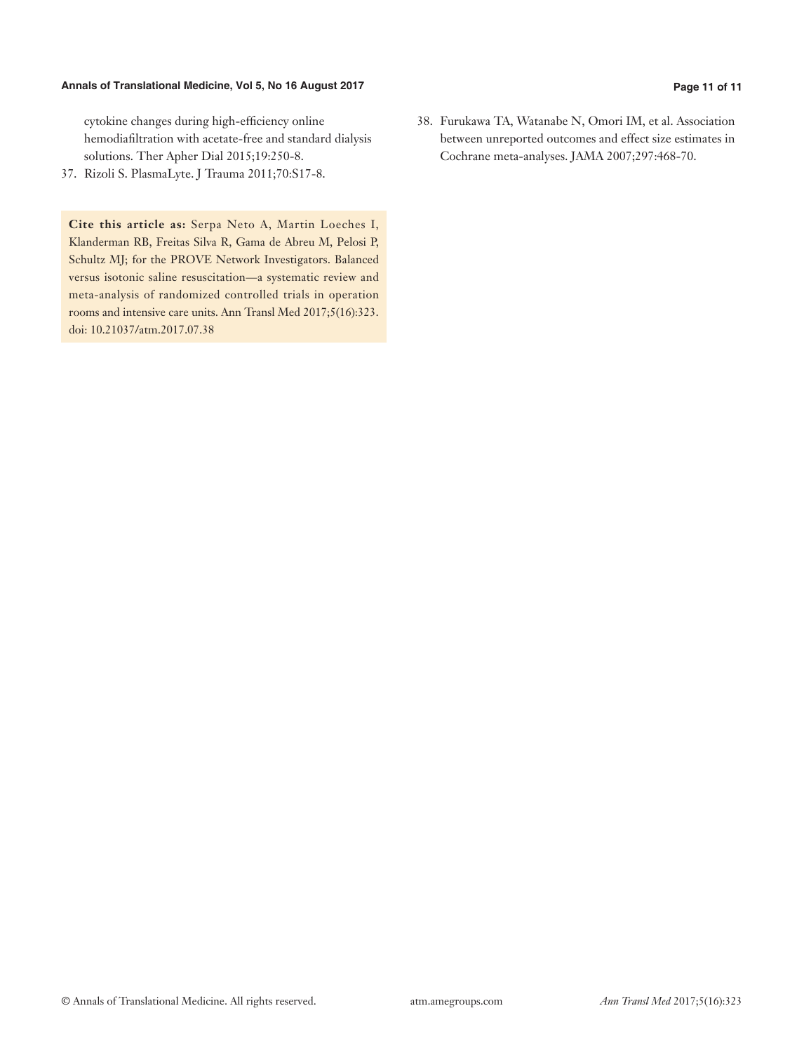cytokine changes during high-efficiency online hemodiafiltration with acetate-free and standard dialysis solutions. Ther Apher Dial 2015;19:250-8.

37. Rizoli S. PlasmaLyte. J Trauma 2011;70:S17-8.

38. Furukawa TA, Watanabe N, Omori IM, et al. Association between unreported outcomes and effect size estimates in Cochrane meta-analyses. JAMA 2007;297:468-70.

**Cite this article as:** Serpa Neto A, Martin Loeches I, Klanderman RB, Freitas Silva R, Gama de Abreu M, Pelosi P, Schultz MJ; for the PROVE Network Investigators. Balanced versus isotonic saline resuscitation—a systematic review and meta-analysis of randomized controlled trials in operation rooms and intensive care units. Ann Transl Med 2017;5(16):323. doi: 10.21037/atm.2017.07.38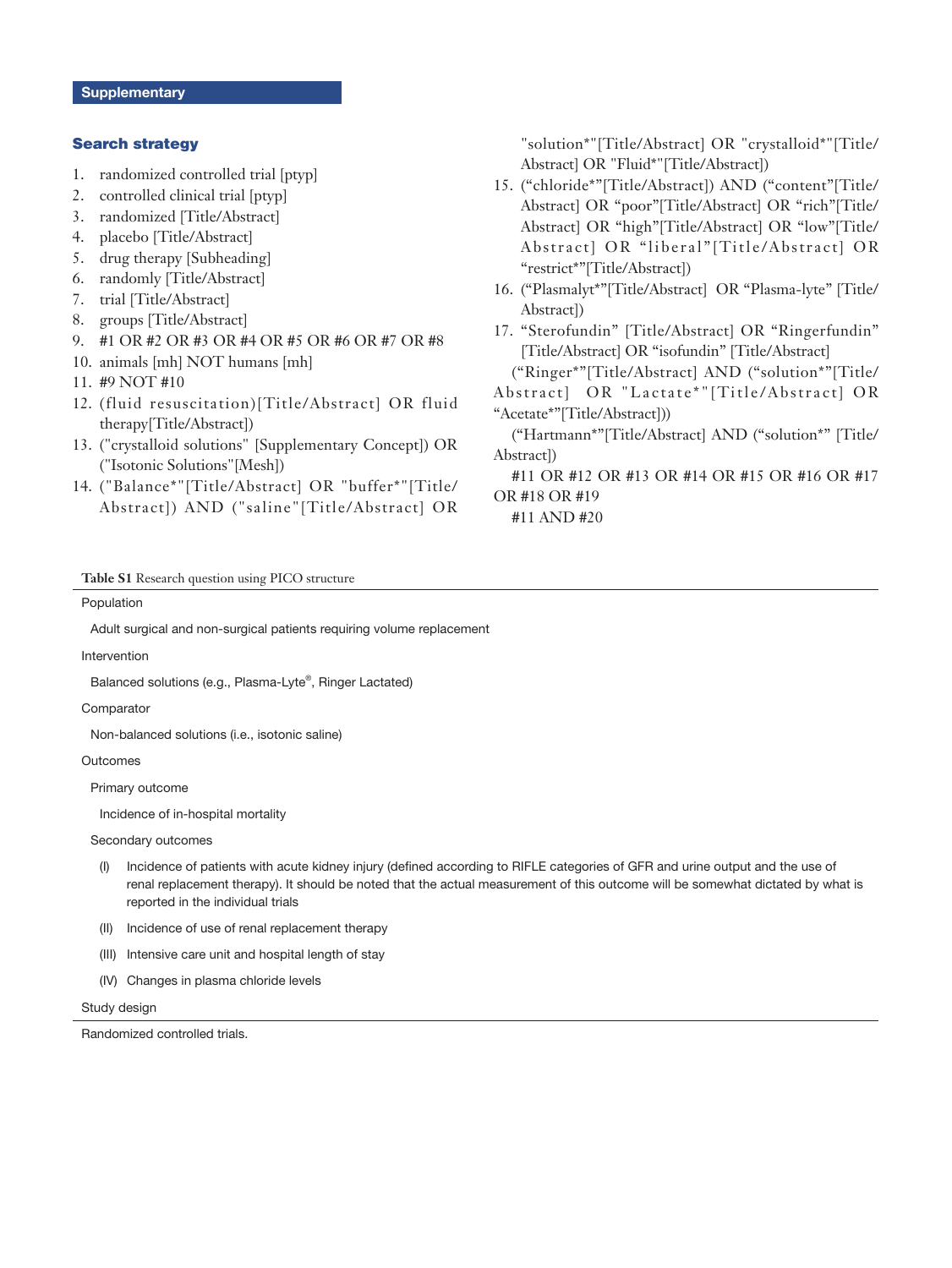## Supplementary

### Search strategy

1. randomized controlled trial [ptyp]
2. controlled clinical trial [ptyp]
3. randomized [Title/Abstract]
4. placebo [Title/Abstract]
5. drug therapy [Subheading]
6. randomly [Title/Abstract]
7. trial [Title/Abstract]
8. groups [Title/Abstract]
9. #1 OR #2 OR #3 OR #4 OR #5 OR #6 OR #7 OR #8
10. animals [mh] NOT humans [mh]
11. #9 NOT #10
12. (fluid resuscitation)[Title/Abstract] OR fluid therapy[Title/Abstract])
13. ("crystalloid solutions" [Supplementary Concept]) OR ("Isotonic Solutions"[Mesh])
14. ("Balance*"[Title/Abstract] OR "buffer*"[Title/Abstract]) AND ("saline"[Title/Abstract] OR "solution*"[Title/Abstract] OR "crystalloid*"[Title/Abstract] OR "Fluid*"[Title/Abstract])
15. (“chloride*”[Title/Abstract]) AND (“content”[Title/Abstract] OR “poor”[Title/Abstract] OR “rich”[Title/Abstract] OR “high”[Title/Abstract] OR “low”[Title/Abstract] OR “liberal”[Title/Abstract] OR “restrict*”[Title/Abstract])
16. (“Plasmalyt*”[Title/Abstract] OR “Plasma-lyte” [Title/Abstract])
17. “Sterofundin” [Title/Abstract] OR “Ringerfundin” [Title/Abstract] OR “isofundin” [Title/Abstract]

(“Ringer*”[Title/Abstract] AND (“solution*”[Title/Abstract] OR "Lactate*"[Title/Abstract] OR “Acetate*”[Title/Abstract]))

(“Hartmann*”[Title/Abstract] AND (“solution*” [Title/Abstract])

#11 OR #12 OR #13 OR #14 OR #15 OR #16 OR #17 OR #18 OR #19

#11 AND #20

**Table S1** Research question using PICO structure

| |
|---|
| Population |
| Adult surgical and non-surgical patients requiring volume replacement |
| Intervention |
| Balanced solutions (e.g., Plasma-Lyte®, Ringer Lactated) |
| Comparator |
| Non-balanced solutions (i.e., isotonic saline) |
| Outcomes |
| Primary outcome |
| Incidence of in-hospital mortality |
| Secondary outcomes |
| (I) Incidence of patients with acute kidney injury (defined according to RIFLE categories of GFR and urine output and the use of renal replacement therapy). It should be noted that the actual measurement of this outcome will be somewhat dictated by what is reported in the individual trials |
| (II) Incidence of use of renal replacement therapy |
| (III) Intensive care unit and hospital length of stay |
| (IV) Changes in plasma chloride levels |
| Study design |
| Randomized controlled trials. |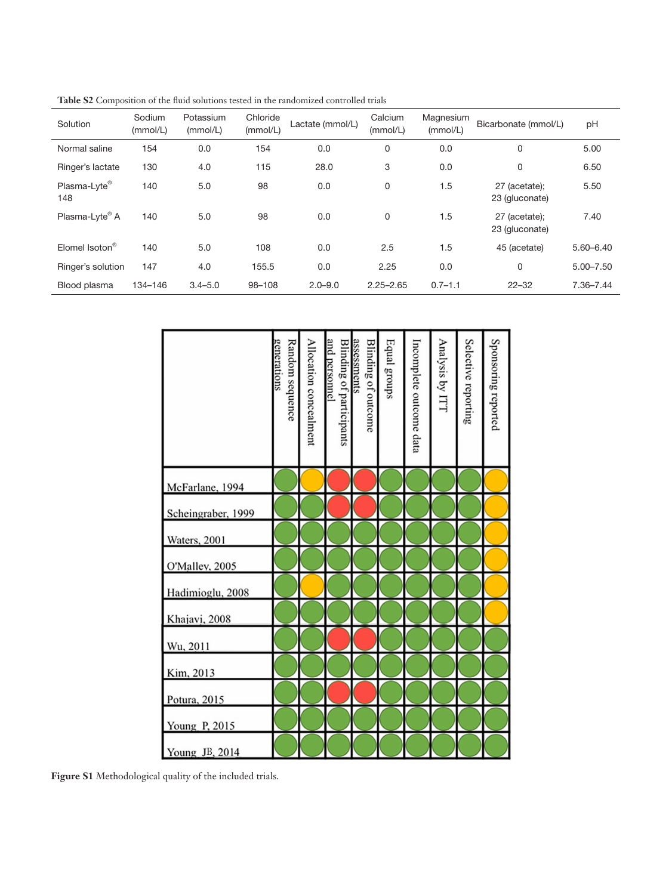**Table S2** Composition of the fluid solutions tested in the randomized controlled trials

| Solution | Sodium (mmol/L) | Potassium (mmol/L) | Chloride (mmol/L) | Lactate (mmol/L) | Calcium (mmol/L) | Magnesium (mmol/L) | Bicarbonate (mmol/L) | pH |
|---|---|---|---|---|---|---|---|---|
| Normal saline | 154 | 0.0 | 154 | 0.0 | 0 | 0.0 | 0 | 5.00 |
| Ringer's lactate | 130 | 4.0 | 115 | 28.0 | 3 | 0.0 | 0 | 6.50 |
| Plasma-Lyte® 148 | 140 | 5.0 | 98 | 0.0 | 0 | 1.5 | 27 (acetate); 23 (gluconate) | 5.50 |
| Plasma-Lyte® A | 140 | 5.0 | 98 | 0.0 | 0 | 1.5 | 27 (acetate); 23 (gluconate) | 7.40 |
| Elomel Isoton® | 140 | 5.0 | 108 | 0.0 | 2.5 | 1.5 | 45 (acetate) | 5.60–6.40 |
| Ringer's solution | 147 | 4.0 | 155.5 | 0.0 | 2.25 | 0.0 | 0 | 5.00–7.50 |
| Blood plasma | 134–146 | 3.4–5.0 | 98–108 | 2.0–9.0 | 2.25–2.65 | 0.7–1.1 | 22–32 | 7.36–7.44 |

| | Random sequence generations | Allocation concealment | Blinding of participants and personnel | Blinding of outcome assessments | Equal groups | Incomplete outcome data | Analysis by ITT | Selective reporting | Sponsoring reported |
|---|---|---|---|---|---|---|---|---|---|
| McFarlane, 1994 | Green | Yellow | Red | Red | Green | Green | Green | Green | Yellow |
| Scheingraber, 1999 | Green | Green | Red | Red | Green | Green | Green | Green | Yellow |
| Waters, 2001 | Green | Green | Green | Green | Green | Green | Green | Green | Yellow |
| O'Malley, 2005 | Green | Green | Green | Green | Green | Green | Green | Green | Yellow |
| Hadimioglu, 2008 | Green | Yellow | Green | Green | Green | Green | Green | Green | Yellow |
| Khajavi, 2008 | Green | Green | Green | Green | Green | Green | Green | Green | Yellow |
| Wu, 2011 | Green | Green | Red | Red | Green | Green | Green | Green | Green |
| Kim, 2013 | Green | Green | Green | Green | Green | Green | Green | Green | Green |
| Potura, 2015 | Green | Green | Red | Red | Green | Green | Green | Green | Green |
| Young P, 2015 | Green | Green | Green | Green | Green | Green | Green | Green | Green |
| Young JB, 2014 | Green | Green | Green | Green | Green | Green | Green | Green | Green |

**Figure S1** Methodological quality of the included trials.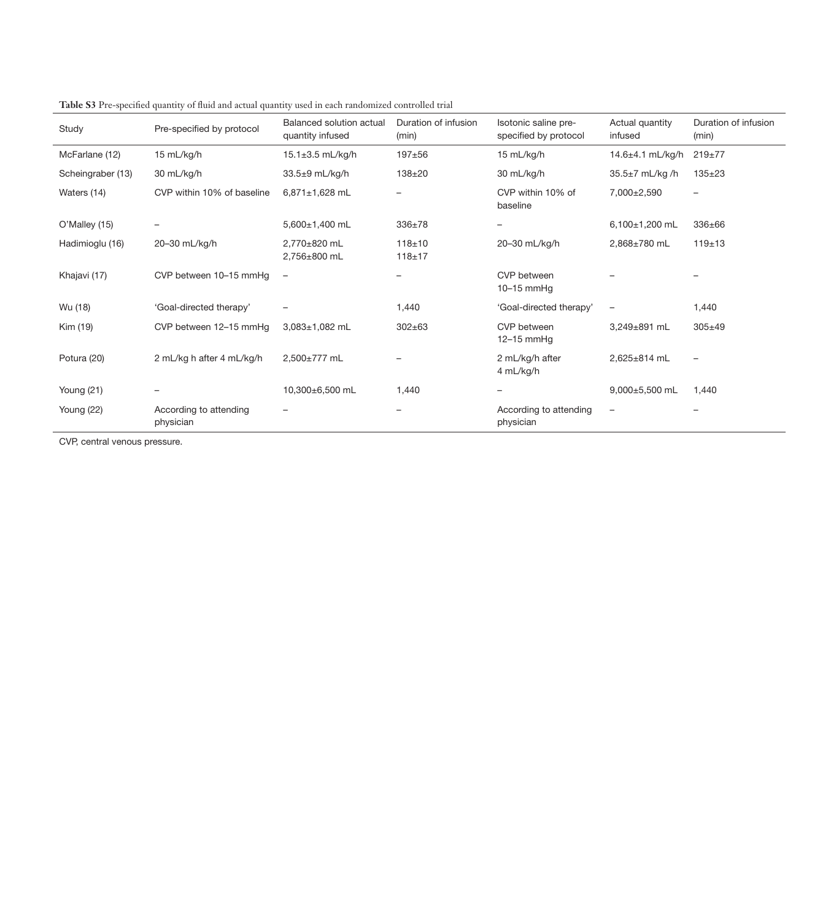**Table S3** Pre-specified quantity of fluid and actual quantity used in each randomized controlled trial

| Study | Pre-specified by protocol | Balanced solution actual quantity infused | Duration of infusion (min) | Isotonic saline pre-specified by protocol | Actual quantity infused | Duration of infusion (min) |
|---|---|---|---|---|---|---|
| McFarlane (12) | 15 mL/kg/h | 15.1±3.5 mL/kg/h | 197±56 | 15 mL/kg/h | 14.6±4.1 mL/kg/h | 219±77 |
| Scheingraber (13) | 30 mL/kg/h | 33.5±9 mL/kg/h | 138±20 | 30 mL/kg/h | 35.5±7 mL/kg /h | 135±23 |
| Waters (14) | CVP within 10% of baseline | 6,871±1,628 mL | – | CVP within 10% of baseline | 7,000±2,590 | – |
| O'Malley (15) | – | 5,600±1,400 mL | 336±78 | – | 6,100±1,200 mL | 336±66 |
| Hadimioglu (16) | 20–30 mL/kg/h | 2,770±820 mL 2,756±800 mL | 118±10 118±17 | 20–30 mL/kg/h | 2,868±780 mL | 119±13 |
| Khajavi (17) | CVP between 10–15 mmHg | – | – | CVP between 10–15 mmHg | – | – |
| Wu (18) | 'Goal-directed therapy' | – | 1,440 | 'Goal-directed therapy' | – | 1,440 |
| Kim (19) | CVP between 12–15 mmHg | 3,083±1,082 mL | 302±63 | CVP between 12–15 mmHg | 3,249±891 mL | 305±49 |
| Potura (20) | 2 mL/kg h after 4 mL/kg/h | 2,500±777 mL | – | 2 mL/kg/h after 4 mL/kg/h | 2,625±814 mL | – |
| Young (21) | – | 10,300±6,500 mL | 1,440 | – | 9,000±5,500 mL | 1,440 |
| Young (22) | According to attending physician | – | – | According to attending physician | – | – |

CVP, central venous pressure.